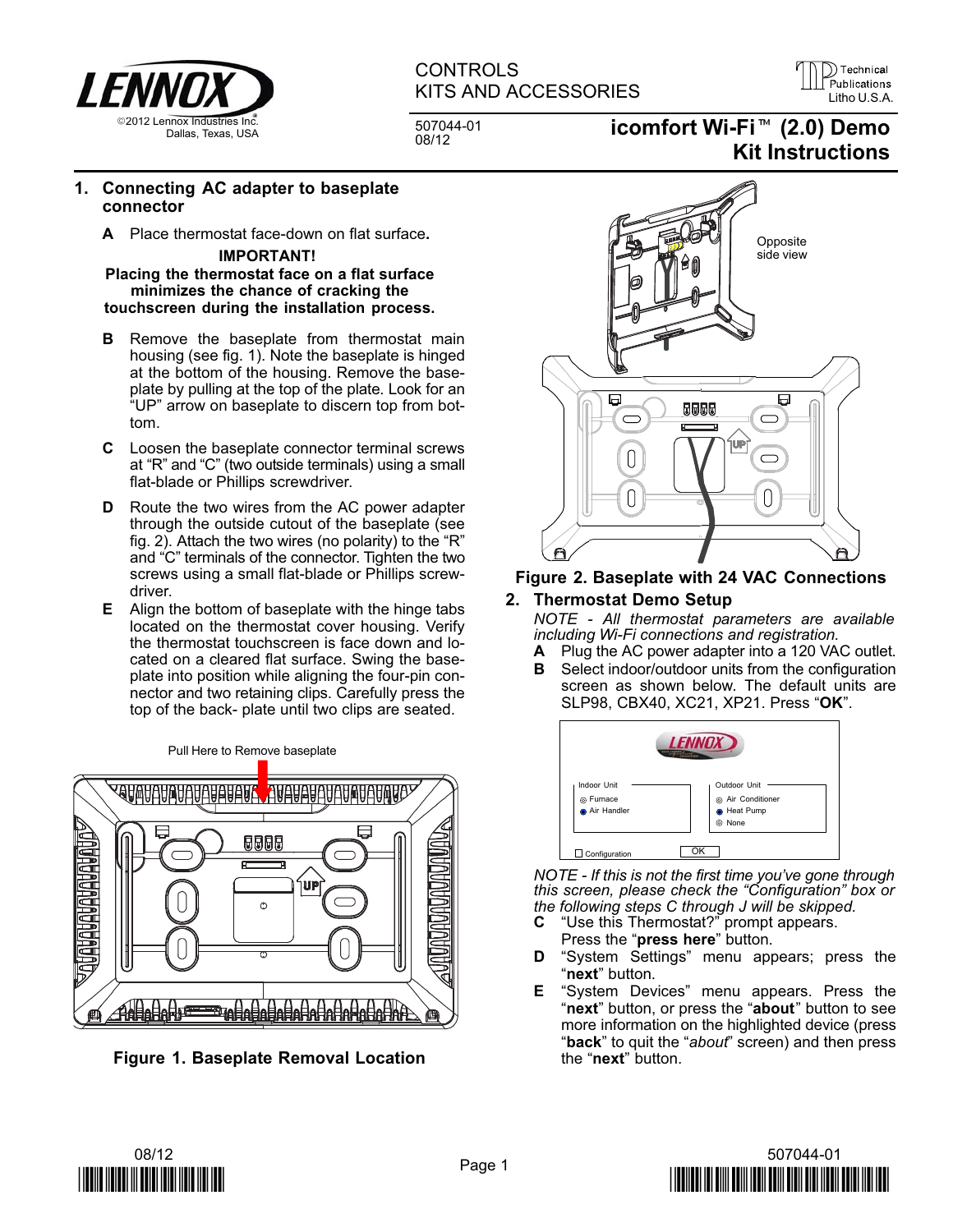CONTROLS
KITS AND ACCESSORIES

507044-01
08/12

# icomfort Wi-Fi™ (2.0) Demo Kit Instructions

## 1. Connecting AC adapter to baseplate connector

**A** Place thermostat face-down on flat surface**.**

**IMPORTANT!**
**Placing the thermostat face on a flat surface minimizes the chance of cracking the touchscreen during the installation process.**

**B** Remove the baseplate from thermostat main housing (see fig. 1). Note the baseplate is hinged at the bottom of the housing. Remove the baseplate by pulling at the top of the plate. Look for an "UP" arrow on baseplate to discern top from bottom.

**C** Loosen the baseplate connector terminal screws at "R" and "C" (two outside terminals) using a small flat-blade or Phillips screwdriver.

**D** Route the two wires from the AC power adapter through the outside cutout of the baseplate (see fig. 2). Attach the two wires (no polarity) to the "R" and "C" terminals of the connector. Tighten the two screws using a small flat-blade or Phillips screwdriver.

**E** Align the bottom of baseplate with the hinge tabs located on the thermostat cover housing. Verify the thermostat touchscreen is face down and located on a cleared flat surface. Swing the baseplate into position while aligning the four-pin connector and two retaining clips. Carefully press the top of the back- plate until two clips are seated.

Pull Here to Remove baseplate

**Figure 1. Baseplate Removal Location**

Opposite side view

**Figure 2. Baseplate with 24 VAC Connections**

## 2. Thermostat Demo Setup

*NOTE - All thermostat parameters are available including Wi-Fi connections and registration.*

**A** Plug the AC power adapter into a 120 VAC outlet.

**B** Select indoor/outdoor units from the configuration screen as shown below. The default units are SLP98, CBX40, XC21, XP21. Press "**OK**".

Indoor Unit: Furnace / Air Handler
Outdoor Unit: Air Conditioner / Heat Pump / None
Configuration — OK

*NOTE - If this is not the first time you've gone through this screen, please check the "Configuration" box or the following steps C through J will be skipped.*

**C** "Use this Thermostat?" prompt appears. Press the "**press here**" button.

**D** "System Settings" menu appears; press the "**next**" button.

**E** "System Devices" menu appears. Press the "**next**" button, or press the "**about**" button to see more information on the highlighted device (press "**back**" to quit the "*about*" screen) and then press the "**next**" button.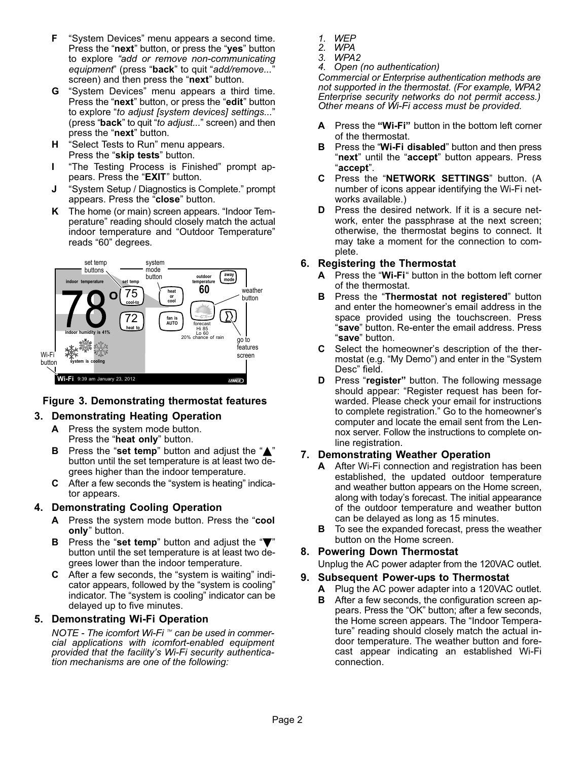**F** "System Devices" menu appears a second time. Press the "**next**" button, or press the "**yes**" button to explore *"add or remove non-communicating equipment*" (press "**back**" to quit "*add/remove...*" screen) and then press the "**next**" button.

**G** "System Devices" menu appears a third time. Press the "**next**" button, or press the "**edit**" button to explore "*to adjust [system devices] settings...*" (press "**back**" to quit "*to adjust...*" screen) and then press the "**next**" button.

**H** "Select Tests to Run" menu appears. Press the "**skip tests**" button.

**I** "The Testing Process is Finished" prompt appears. Press the "**EXIT**" button.

**J** "System Setup / Diagnostics is Complete." prompt appears. Press the "**close**" button.

**K** The home (or main) screen appears. "Indoor Temperature" reading should closely match the actual indoor temperature and "Outdoor Temperature" reads "60" degrees.

set temp buttons
system mode button
indoor temperature
set temp
outdoor temperature
away mode
78°
75 cool-to
72 heat to
heat or cool
fan is AUTO
60
weather button
forecast Hi 85 Lo 60 20% chance of rain
go to features screen
indoor humidity is 41%
Wi-Fi button
system is cooling
Wi-Fi 9:39 am January 23, 2012
LENNOX

**Figure 3. Demonstrating thermostat features**

## 3. Demonstrating Heating Operation

**A** Press the system mode button. Press the "**heat only**" button.

**B** Press the "**set temp**" button and adjust the "▲" button until the set temperature is at least two degrees higher than the indoor temperature.

**C** After a few seconds the "system is heating" indicator appears.

## 4. Demonstrating Cooling Operation

**A** Press the system mode button. Press the "**cool only**" button.

**B** Press the "**set temp**" button and adjust the "▼" button until the set temperature is at least two degrees lower than the indoor temperature.

**C** After a few seconds, the "system is waiting" indicator appears, followed by the "system is cooling" indicator. The "system is cooling" indicator can be delayed up to five minutes.

## 5. Demonstrating Wi-Fi Operation

*NOTE - The icomfort Wi-Fi ™ can be used in commercial applications with icomfort-enabled equipment provided that the facility's Wi-Fi security authentication mechanisms are one of the following:*

1. *WEP*
2. *WPA*
3. *WPA2*
4. *Open (no authentication)*

*Commercial or Enterprise authentication methods are not supported in the thermostat. (For example, WPA2 Enterprise security networks do not permit access.) Other means of Wi-Fi access must be provided.*

**A** Press the **"Wi-Fi"** button in the bottom left corner of the thermostat.

**B** Press the "**Wi-Fi disabled**" button and then press "**next**" until the "**accept**" button appears. Press "**accept**".

**C** Press the "**NETWORK SETTINGS**" button. (A number of icons appear identifying the Wi-Fi networks available.)

**D** Press the desired network. If it is a secure network, enter the passphrase at the next screen; otherwise, the thermostat begins to connect. It may take a moment for the connection to complete.

## 6. Registering the Thermostat

**A** Press the "**Wi-Fi**" button in the bottom left corner of the thermostat.

**B** Press the "**Thermostat not registered**" button and enter the homeowner's email address in the space provided using the touchscreen. Press "**save**" button. Re-enter the email address. Press "**save**" button.

**C** Select the homeowner's description of the thermostat (e.g. "My Demo") and enter in the "System Desc" field.

**D** Press "**register"** button. The following message should appear: "Register request has been forwarded. Please check your email for instructions to complete registration." Go to the homeowner's computer and locate the email sent from the Lennox server. Follow the instructions to complete online registration.

## 7. Demonstrating Weather Operation

**A** After Wi-Fi connection and registration has been established, the updated outdoor temperature and weather button appears on the Home screen, along with today's forecast. The initial appearance of the outdoor temperature and weather button can be delayed as long as 15 minutes.

**B** To see the expanded forecast, press the weather button on the Home screen.

## 8. Powering Down Thermostat

Unplug the AC power adapter from the 120VAC outlet.

## 9. Subsequent Power-ups to Thermostat

**A** Plug the AC power adapter into a 120VAC outlet.

**B** After a few seconds, the configuration screen appears. Press the "OK" button; after a few seconds, the Home screen appears. The "Indoor Temperature" reading should closely match the actual indoor temperature. The weather button and forecast appear indicating an established Wi-Fi connection.